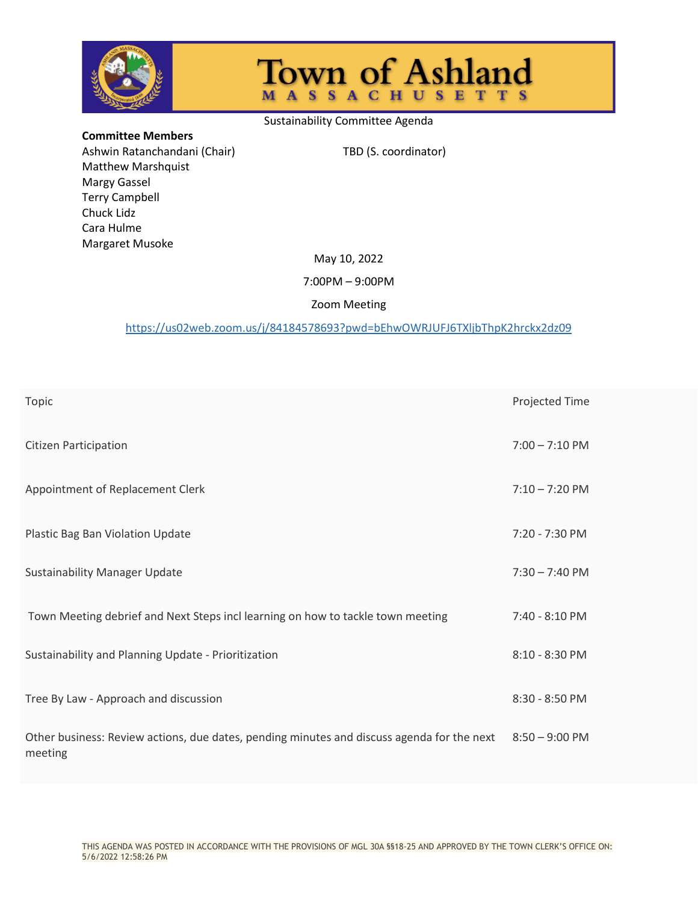# Town of Ashland

MASSACHUSETTS

Sustainability Committee Agenda

**Committee Members**

Ashwin Ratanchandani (Chair)
Matthew Marshquist
Margy Gassel
Terry Campbell
Chuck Lidz
Cara Hulme
Margaret Musoke

TBD (S. coordinator)

May 10, 2022

7:00PM – 9:00PM

Zoom Meeting

https://us02web.zoom.us/j/84184578693?pwd=bEhwOWRJUFJ6TXljbThpK2hrckx2dz09

| Topic | Projected Time |
|---|---|
| Citizen Participation | 7:00 – 7:10 PM |
| Appointment of Replacement Clerk | 7:10 – 7:20 PM |
| Plastic Bag Ban Violation Update | 7:20 - 7:30 PM |
| Sustainability Manager Update | 7:30 – 7:40 PM |
| Town Meeting debrief and Next Steps incl learning on how to tackle town meeting | 7:40 - 8:10 PM |
| Sustainability and Planning Update - Prioritization | 8:10 - 8:30 PM |
| Tree By Law - Approach and discussion | 8:30 - 8:50 PM |
| Other business: Review actions, due dates, pending minutes and discuss agenda for the next meeting | 8:50 – 9:00 PM |

THIS AGENDA WAS POSTED IN ACCORDANCE WITH THE PROVISIONS OF MGL 30A §§18-25 AND APPROVED BY THE TOWN CLERK'S OFFICE ON: 5/6/2022 12:58:26 PM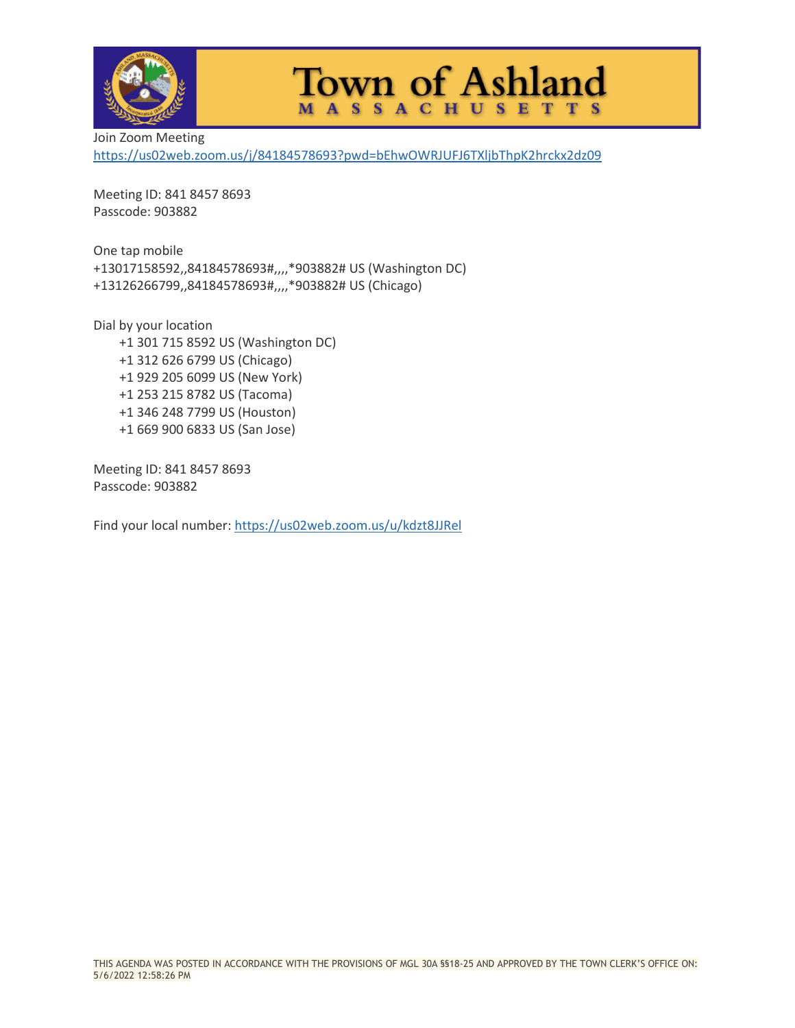# Town of Ashland
MASSACHUSETTS

Join Zoom Meeting
https://us02web.zoom.us/j/84184578693?pwd=bEhwOWRJUFJ6TXljbThpK2hrckx2dz09

Meeting ID: 841 8457 8693
Passcode: 903882

One tap mobile
+13017158592,,84184578693#,,,,*903882# US (Washington DC)
+13126266799,,84184578693#,,,,*903882# US (Chicago)

Dial by your location
- +1 301 715 8592 US (Washington DC)
- +1 312 626 6799 US (Chicago)
- +1 929 205 6099 US (New York)
- +1 253 215 8782 US (Tacoma)
- +1 346 248 7799 US (Houston)
- +1 669 900 6833 US (San Jose)

Meeting ID: 841 8457 8693
Passcode: 903882

Find your local number: https://us02web.zoom.us/u/kdzt8JJRel

THIS AGENDA WAS POSTED IN ACCORDANCE WITH THE PROVISIONS OF MGL 30A §§18-25 AND APPROVED BY THE TOWN CLERK'S OFFICE ON: 5/6/2022 12:58:26 PM